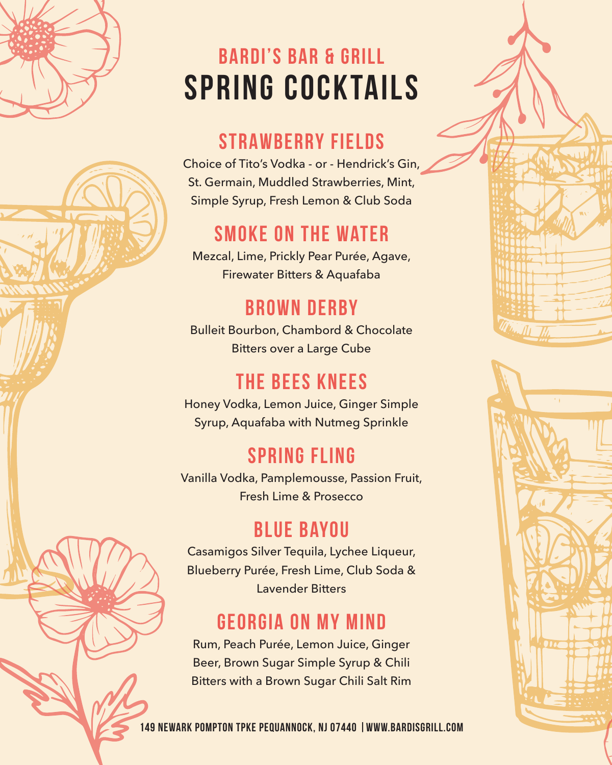# BARDI'S BAR & GRILL
# SPRING COCKTAILS

## STRAWBERRY FIELDS

Choice of Tito's Vodka - or - Hendrick's Gin, St. Germain, Muddled Strawberries, Mint, Simple Syrup, Fresh Lemon & Club Soda

## SMOKE ON THE WATER

Mezcal, Lime, Prickly Pear Purée, Agave, Firewater Bitters & Aquafaba

## BROWN DERBY

Bulleit Bourbon, Chambord & Chocolate Bitters over a Large Cube

## THE BEES KNEES

Honey Vodka, Lemon Juice, Ginger Simple Syrup, Aquafaba with Nutmeg Sprinkle

## SPRING FLING

Vanilla Vodka, Pamplemousse, Passion Fruit, Fresh Lime & Prosecco

## BLUE BAYOU

Casamigos Silver Tequila, Lychee Liqueur, Blueberry Purée, Fresh Lime, Club Soda & Lavender Bitters

## GEORGIA ON MY MIND

Rum, Peach Purée, Lemon Juice, Ginger Beer, Brown Sugar Simple Syrup & Chili Bitters with a Brown Sugar Chili Salt Rim

149 NEWARK POMPTON TPKE PEQUANNOCK, NJ 07440 | WWW.BARDISGRILL.COM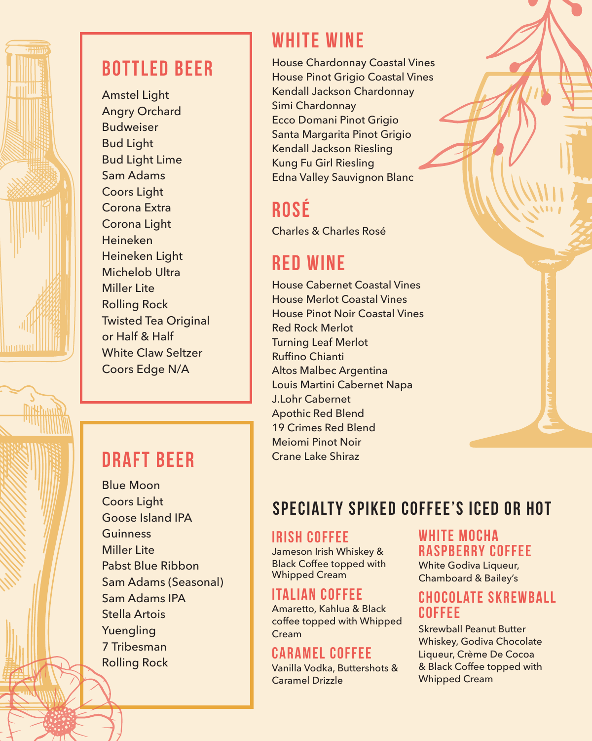## BOTTLED BEER

Amstel Light
Angry Orchard
Budweiser
Bud Light
Bud Light Lime
Sam Adams
Coors Light
Corona Extra
Corona Light
Heineken
Heineken Light
Michelob Ultra
Miller Lite
Rolling Rock
Twisted Tea Original or Half & Half
White Claw Seltzer
Coors Edge N/A

## DRAFT BEER

Blue Moon
Coors Light
Goose Island IPA
Guinness
Miller Lite
Pabst Blue Ribbon
Sam Adams (Seasonal)
Sam Adams IPA
Stella Artois
Yuengling
7 Tribesman
Rolling Rock

## WHITE WINE

House Chardonnay Coastal Vines
House Pinot Grigio Coastal Vines
Kendall Jackson Chardonnay
Simi Chardonnay
Ecco Domani Pinot Grigio
Santa Margarita Pinot Grigio
Kendall Jackson Riesling
Kung Fu Girl Riesling
Edna Valley Sauvignon Blanc

## ROSÉ

Charles & Charles Rosé

## RED WINE

House Cabernet Coastal Vines
House Merlot Coastal Vines
House Pinot Noir Coastal Vines
Red Rock Merlot
Turning Leaf Merlot
Ruffino Chianti
Altos Malbec Argentina
Louis Martini Cabernet Napa
J.Lohr Cabernet
Apothic Red Blend
19 Crimes Red Blend
Meiomi Pinot Noir
Crane Lake Shiraz

## SPECIALTY SPIKED COFFEE'S ICED OR HOT

### IRISH COFFEE

Jameson Irish Whiskey & Black Coffee topped with Whipped Cream

### ITALIAN COFFEE

Amaretto, Kahlua & Black coffee topped with Whipped Cream

### CARAMEL COFFEE

Vanilla Vodka, Buttershots & Caramel Drizzle

### WHITE MOCHA RASPBERRY COFFEE

White Godiva Liqueur, Chamboard & Bailey's

### CHOCOLATE SKREWBALL COFFEE

Skrewball Peanut Butter Whiskey, Godiva Chocolate Liqueur, Crème De Cocoa & Black Coffee topped with Whipped Cream